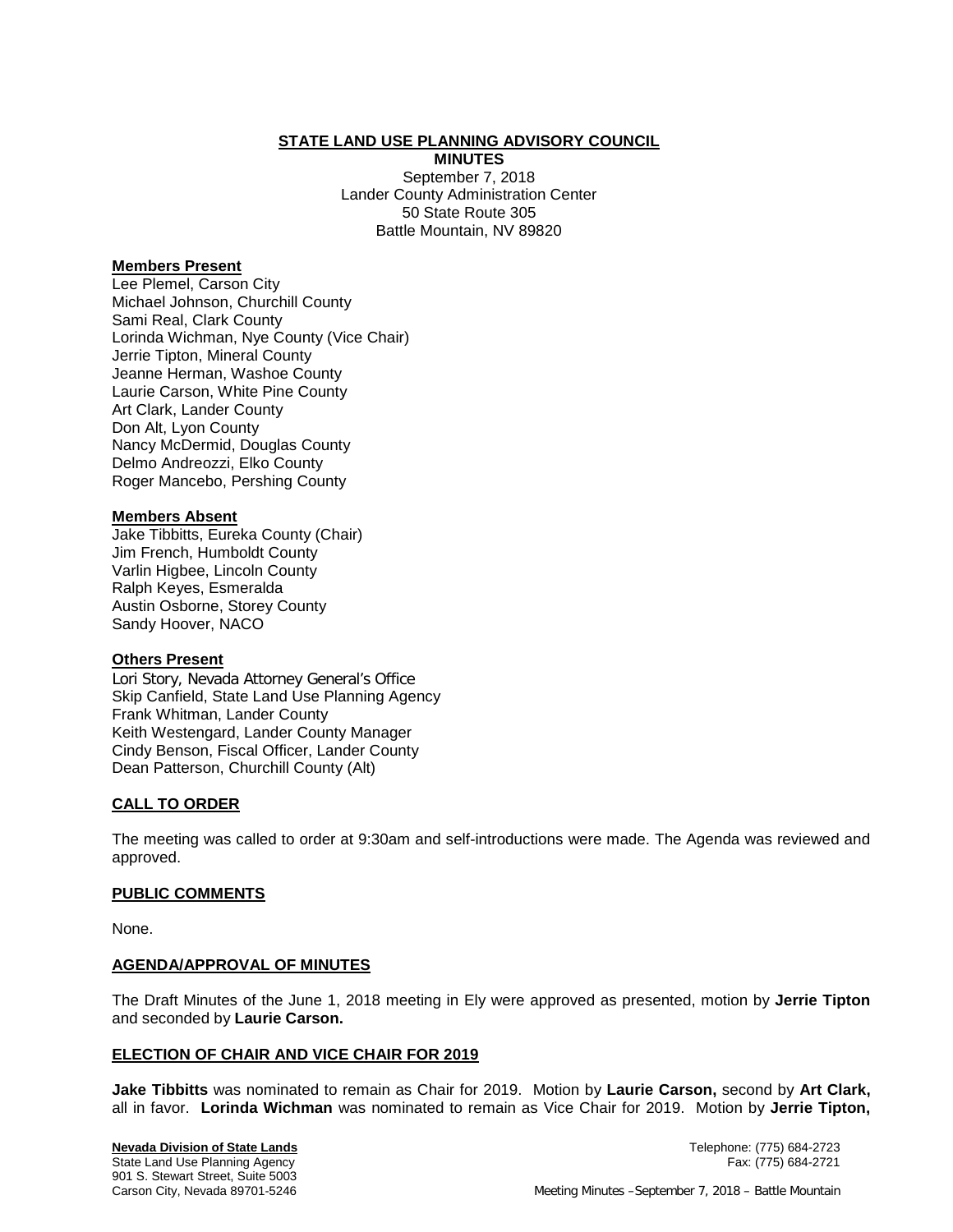# STATE LAND USE PLANNING ADVISORY COUNCIL

**MINUTES**

September 7, 2018
Lander County Administration Center
50 State Route 305
Battle Mountain, NV 89820

## Members Present

Lee Plemel, Carson City
Michael Johnson, Churchill County
Sami Real, Clark County
Lorinda Wichman, Nye County (Vice Chair)
Jerrie Tipton, Mineral County
Jeanne Herman, Washoe County
Laurie Carson, White Pine County
Art Clark, Lander County
Don Alt, Lyon County
Nancy McDermid, Douglas County
Delmo Andreozzi, Elko County
Roger Mancebo, Pershing County

## Members Absent

Jake Tibbitts, Eureka County (Chair)
Jim French, Humboldt County
Varlin Higbee, Lincoln County
Ralph Keyes, Esmeralda
Austin Osborne, Storey County
Sandy Hoover, NACO

## Others Present

Lori Story, Nevada Attorney General's Office
Skip Canfield, State Land Use Planning Agency
Frank Whitman, Lander County
Keith Westengard, Lander County Manager
Cindy Benson, Fiscal Officer, Lander County
Dean Patterson, Churchill County (Alt)

## CALL TO ORDER

The meeting was called to order at 9:30am and self-introductions were made. The Agenda was reviewed and approved.

## PUBLIC COMMENTS

None.

## AGENDA/APPROVAL OF MINUTES

The Draft Minutes of the June 1, 2018 meeting in Ely were approved as presented, motion by **Jerrie Tipton** and seconded by **Laurie Carson.**

## ELECTION OF CHAIR AND VICE CHAIR FOR 2019

**Jake Tibbitts** was nominated to remain as Chair for 2019. Motion by **Laurie Carson,** second by **Art Clark,** all in favor. **Lorinda Wichman** was nominated to remain as Vice Chair for 2019. Motion by **Jerrie Tipton,**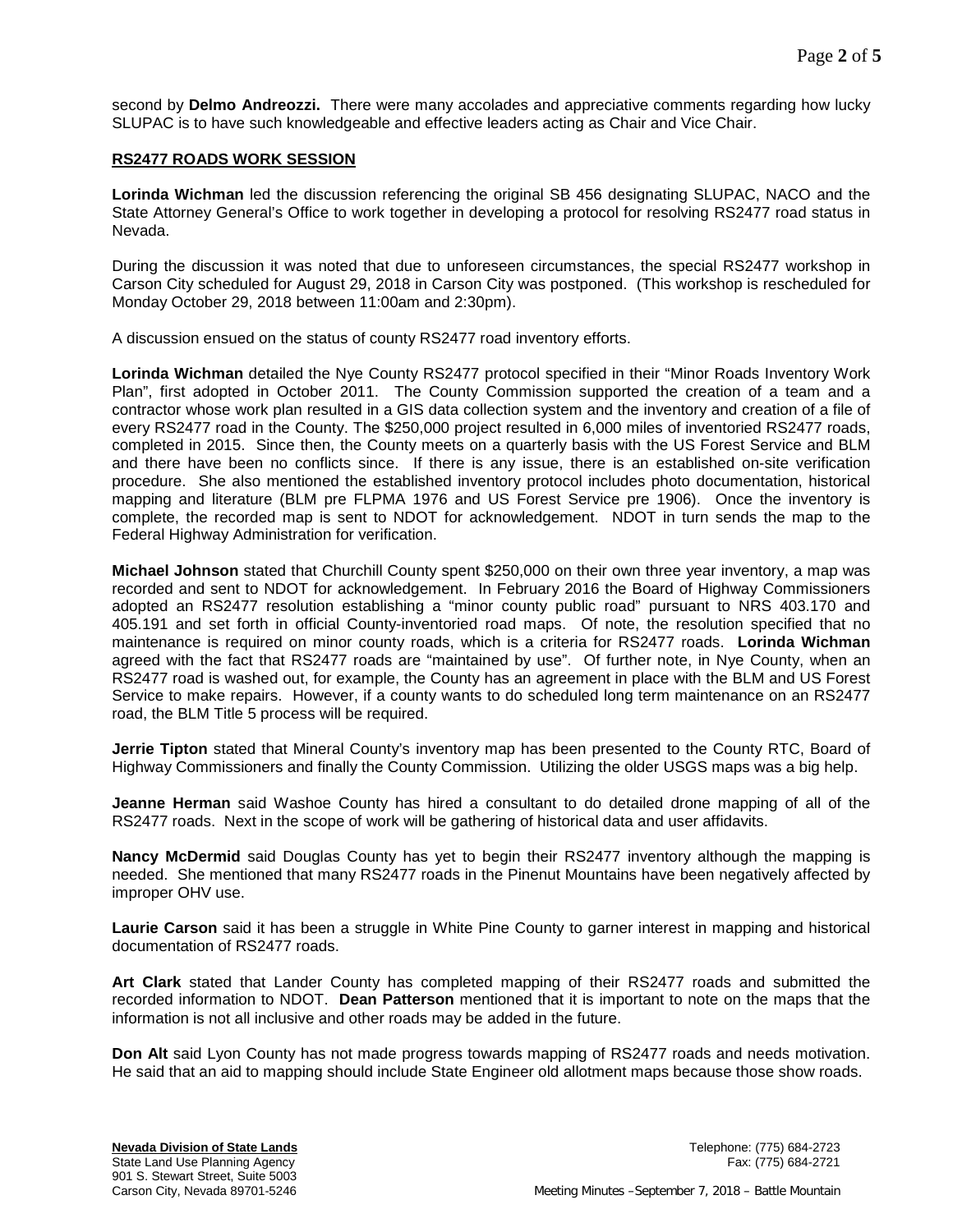second by **Delmo Andreozzi.** There were many accolades and appreciative comments regarding how lucky SLUPAC is to have such knowledgeable and effective leaders acting as Chair and Vice Chair.

**RS2477 ROADS WORK SESSION**

**Lorinda Wichman** led the discussion referencing the original SB 456 designating SLUPAC, NACO and the State Attorney General's Office to work together in developing a protocol for resolving RS2477 road status in Nevada.

During the discussion it was noted that due to unforeseen circumstances, the special RS2477 workshop in Carson City scheduled for August 29, 2018 in Carson City was postponed. (This workshop is rescheduled for Monday October 29, 2018 between 11:00am and 2:30pm).

A discussion ensued on the status of county RS2477 road inventory efforts.

**Lorinda Wichman** detailed the Nye County RS2477 protocol specified in their "Minor Roads Inventory Work Plan", first adopted in October 2011. The County Commission supported the creation of a team and a contractor whose work plan resulted in a GIS data collection system and the inventory and creation of a file of every RS2477 road in the County. The $250,000 project resulted in 6,000 miles of inventoried RS2477 roads, completed in 2015. Since then, the County meets on a quarterly basis with the US Forest Service and BLM and there have been no conflicts since. If there is any issue, there is an established on-site verification procedure. She also mentioned the established inventory protocol includes photo documentation, historical mapping and literature (BLM pre FLPMA 1976 and US Forest Service pre 1906). Once the inventory is complete, the recorded map is sent to NDOT for acknowledgement. NDOT in turn sends the map to the Federal Highway Administration for verification.

**Michael Johnson** stated that Churchill County spent $250,000 on their own three year inventory, a map was recorded and sent to NDOT for acknowledgement. In February 2016 the Board of Highway Commissioners adopted an RS2477 resolution establishing a "minor county public road" pursuant to NRS 403.170 and 405.191 and set forth in official County-inventoried road maps. Of note, the resolution specified that no maintenance is required on minor county roads, which is a criteria for RS2477 roads. **Lorinda Wichman** agreed with the fact that RS2477 roads are "maintained by use". Of further note, in Nye County, when an RS2477 road is washed out, for example, the County has an agreement in place with the BLM and US Forest Service to make repairs. However, if a county wants to do scheduled long term maintenance on an RS2477 road, the BLM Title 5 process will be required.

**Jerrie Tipton** stated that Mineral County's inventory map has been presented to the County RTC, Board of Highway Commissioners and finally the County Commission. Utilizing the older USGS maps was a big help.

**Jeanne Herman** said Washoe County has hired a consultant to do detailed drone mapping of all of the RS2477 roads. Next in the scope of work will be gathering of historical data and user affidavits.

**Nancy McDermid** said Douglas County has yet to begin their RS2477 inventory although the mapping is needed. She mentioned that many RS2477 roads in the Pinenut Mountains have been negatively affected by improper OHV use.

**Laurie Carson** said it has been a struggle in White Pine County to garner interest in mapping and historical documentation of RS2477 roads.

**Art Clark** stated that Lander County has completed mapping of their RS2477 roads and submitted the recorded information to NDOT. **Dean Patterson** mentioned that it is important to note on the maps that the information is not all inclusive and other roads may be added in the future.

**Don Alt** said Lyon County has not made progress towards mapping of RS2477 roads and needs motivation. He said that an aid to mapping should include State Engineer old allotment maps because those show roads.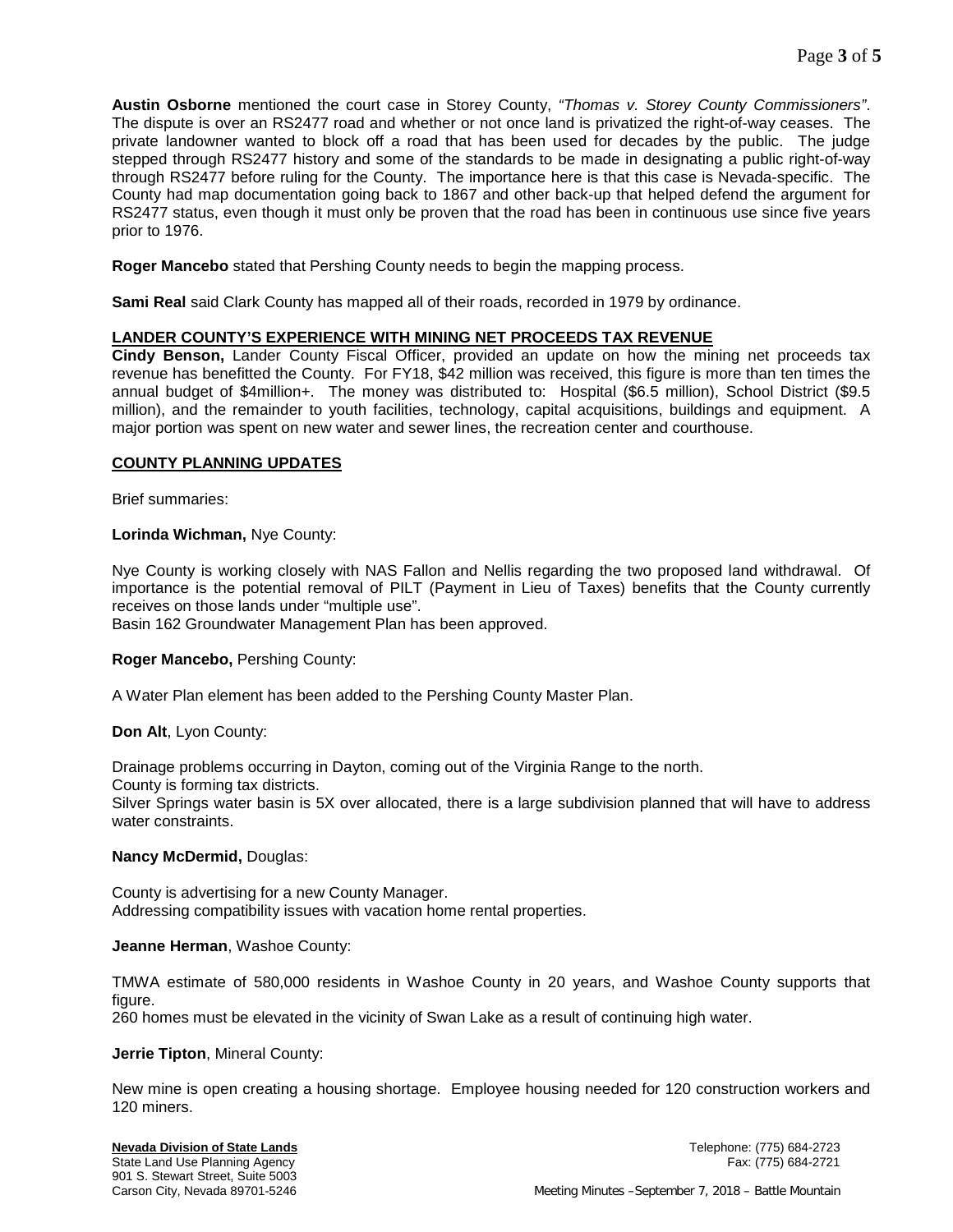**Austin Osborne** mentioned the court case in Storey County, *"Thomas v. Storey County Commissioners"*. The dispute is over an RS2477 road and whether or not once land is privatized the right-of-way ceases. The private landowner wanted to block off a road that has been used for decades by the public. The judge stepped through RS2477 history and some of the standards to be made in designating a public right-of-way through RS2477 before ruling for the County. The importance here is that this case is Nevada-specific. The County had map documentation going back to 1867 and other back-up that helped defend the argument for RS2477 status, even though it must only be proven that the road has been in continuous use since five years prior to 1976.

**Roger Mancebo** stated that Pershing County needs to begin the mapping process.

**Sami Real** said Clark County has mapped all of their roads, recorded in 1979 by ordinance.

## LANDER COUNTY'S EXPERIENCE WITH MINING NET PROCEEDS TAX REVENUE

**Cindy Benson,** Lander County Fiscal Officer, provided an update on how the mining net proceeds tax revenue has benefitted the County. For FY18, $42 million was received, this figure is more than ten times the annual budget of $4million+. The money was distributed to: Hospital ($6.5 million), School District ($9.5 million), and the remainder to youth facilities, technology, capital acquisitions, buildings and equipment. A major portion was spent on new water and sewer lines, the recreation center and courthouse.

## COUNTY PLANNING UPDATES

Brief summaries:

**Lorinda Wichman,** Nye County:

Nye County is working closely with NAS Fallon and Nellis regarding the two proposed land withdrawal. Of importance is the potential removal of PILT (Payment in Lieu of Taxes) benefits that the County currently receives on those lands under "multiple use".
Basin 162 Groundwater Management Plan has been approved.

**Roger Mancebo,** Pershing County:

A Water Plan element has been added to the Pershing County Master Plan.

**Don Alt**, Lyon County:

Drainage problems occurring in Dayton, coming out of the Virginia Range to the north.
County is forming tax districts.
Silver Springs water basin is 5X over allocated, there is a large subdivision planned that will have to address water constraints.

**Nancy McDermid,** Douglas:

County is advertising for a new County Manager.
Addressing compatibility issues with vacation home rental properties.

**Jeanne Herman**, Washoe County:

TMWA estimate of 580,000 residents in Washoe County in 20 years, and Washoe County supports that figure.
260 homes must be elevated in the vicinity of Swan Lake as a result of continuing high water.

**Jerrie Tipton**, Mineral County:

New mine is open creating a housing shortage. Employee housing needed for 120 construction workers and 120 miners.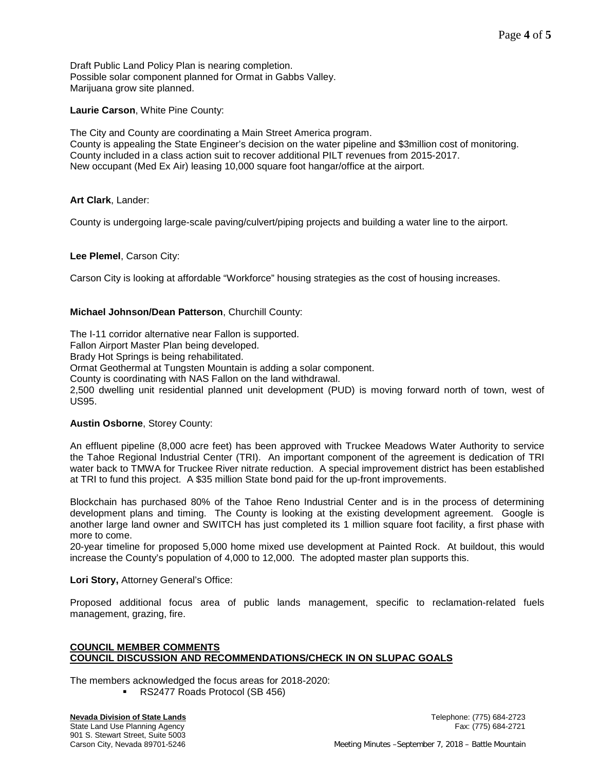Draft Public Land Policy Plan is nearing completion.
Possible solar component planned for Ormat in Gabbs Valley.
Marijuana grow site planned.

**Laurie Carson**, White Pine County:

The City and County are coordinating a Main Street America program.
County is appealing the State Engineer's decision on the water pipeline and $3million cost of monitoring.
County included in a class action suit to recover additional PILT revenues from 2015-2017.
New occupant (Med Ex Air) leasing 10,000 square foot hangar/office at the airport.

**Art Clark**, Lander:

County is undergoing large-scale paving/culvert/piping projects and building a water line to the airport.

**Lee Plemel**, Carson City:

Carson City is looking at affordable "Workforce" housing strategies as the cost of housing increases.

**Michael Johnson/Dean Patterson**, Churchill County:

The I-11 corridor alternative near Fallon is supported.
Fallon Airport Master Plan being developed.
Brady Hot Springs is being rehabilitated.
Ormat Geothermal at Tungsten Mountain is adding a solar component.
County is coordinating with NAS Fallon on the land withdrawal.
2,500 dwelling unit residential planned unit development (PUD) is moving forward north of town, west of US95.

**Austin Osborne**, Storey County:

An effluent pipeline (8,000 acre feet) has been approved with Truckee Meadows Water Authority to service the Tahoe Regional Industrial Center (TRI). An important component of the agreement is dedication of TRI water back to TMWA for Truckee River nitrate reduction. A special improvement district has been established at TRI to fund this project. A $35 million State bond paid for the up-front improvements.

Blockchain has purchased 80% of the Tahoe Reno Industrial Center and is in the process of determining development plans and timing. The County is looking at the existing development agreement. Google is another large land owner and SWITCH has just completed its 1 million square foot facility, a first phase with more to come.
20-year timeline for proposed 5,000 home mixed use development at Painted Rock. At buildout, this would increase the County's population of 4,000 to 12,000. The adopted master plan supports this.

**Lori Story,** Attorney General's Office:

Proposed additional focus area of public lands management, specific to reclamation-related fuels management, grazing, fire.

**COUNCIL MEMBER COMMENTS**
**COUNCIL DISCUSSION AND RECOMMENDATIONS/CHECK IN ON SLUPAC GOALS**

The members acknowledged the focus areas for 2018-2020:

- RS2477 Roads Protocol (SB 456)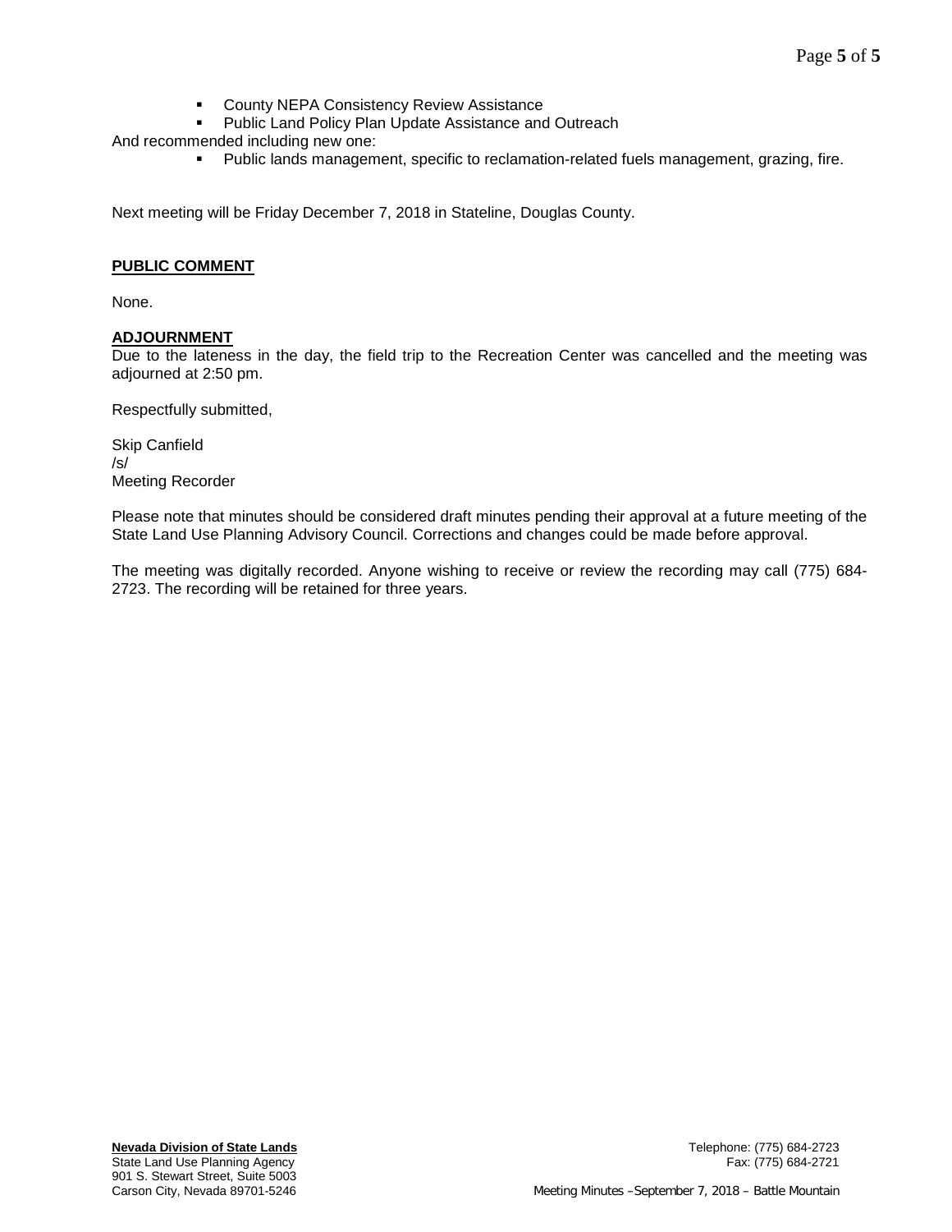- County NEPA Consistency Review Assistance
- Public Land Policy Plan Update Assistance and Outreach

And recommended including new one:

- Public lands management, specific to reclamation-related fuels management, grazing, fire.

Next meeting will be Friday December 7, 2018 in Stateline, Douglas County.

**PUBLIC COMMENT**

None.

**ADJOURNMENT**

Due to the lateness in the day, the field trip to the Recreation Center was cancelled and the meeting was adjourned at 2:50 pm.

Respectfully submitted,

Skip Canfield
/s/
Meeting Recorder

Please note that minutes should be considered draft minutes pending their approval at a future meeting of the State Land Use Planning Advisory Council. Corrections and changes could be made before approval.

The meeting was digitally recorded. Anyone wishing to receive or review the recording may call (775) 684-2723. The recording will be retained for three years.